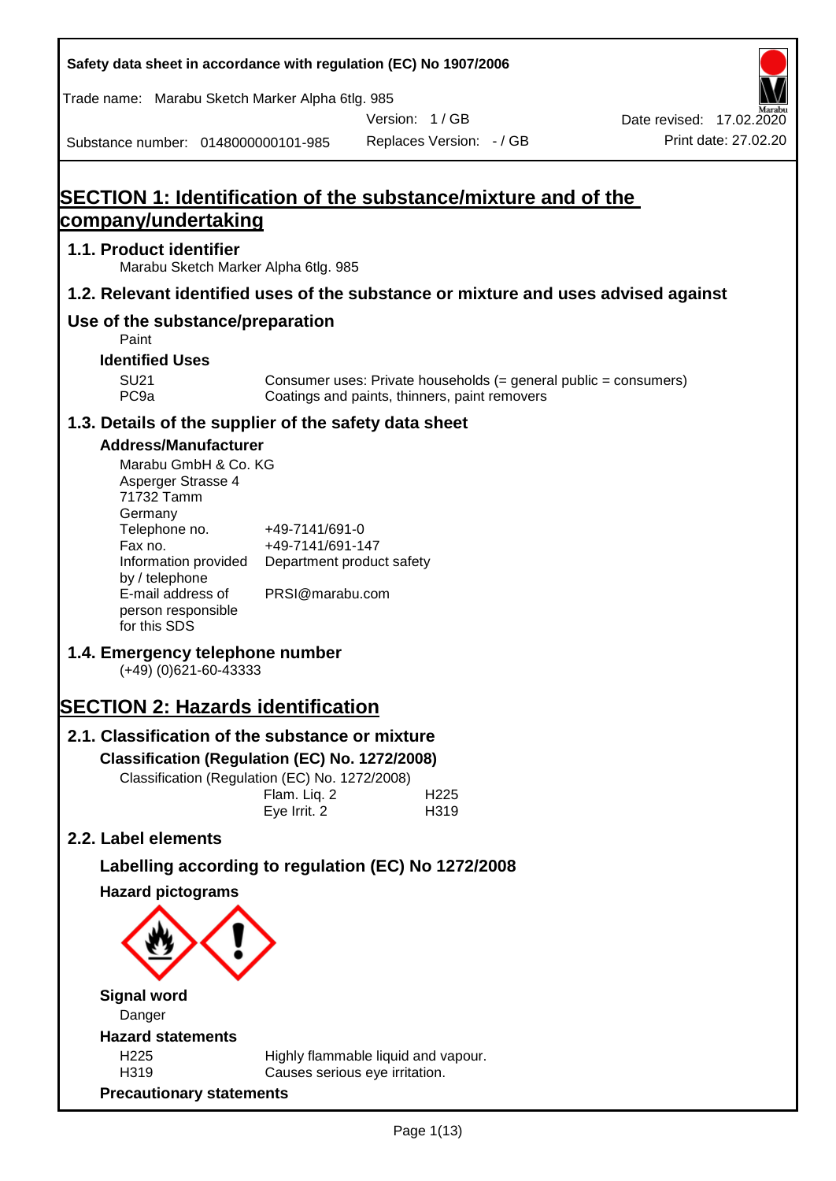Safety data sheet in accordance with regulation (EC) No 1907/2006

Trade name: Marabu Sketch Marker Alpha 6tlg. 985

Version: 1 / GB

Date revised: 17.02.2020

Substance number: 0148000000101-985

Replaces Version: - / GB

Print date: 27.02.20

# SECTION 1: Identification of the substance/mixture and of the company/undertaking

## 1.1. Product identifier

Marabu Sketch Marker Alpha 6tlg. 985

## 1.2. Relevant identified uses of the substance or mixture and uses advised against

## Use of the substance/preparation

Paint

### Identified Uses

| | |
|---|---|
| SU21 | Consumer uses: Private households (= general public = consumers) |
| PC9a | Coatings and paints, thinners, paint removers |

## 1.3. Details of the supplier of the safety data sheet

### Address/Manufacturer

Marabu GmbH & Co. KG
Asperger Strasse 4
71732 Tamm
Germany

| | |
|---|---|
| Telephone no. | +49-7141/691-0 |
| Fax no. | +49-7141/691-147 |
| Information provided by / telephone | Department product safety |
| E-mail address of person responsible for this SDS | PRSI@marabu.com |

## 1.4. Emergency telephone number

(+49) (0)621-60-43333

# SECTION 2: Hazards identification

## 2.1. Classification of the substance or mixture

### Classification (Regulation (EC) No. 1272/2008)

Classification (Regulation (EC) No. 1272/2008)

| | |
|---|---|
| Flam. Liq. 2 | H225 |
| Eye Irrit. 2 | H319 |

## 2.2. Label elements

### Labelling according to regulation (EC) No 1272/2008

### Hazard pictograms

### Signal word

Danger

### Hazard statements

| | |
|---|---|
| H225 | Highly flammable liquid and vapour. |
| H319 | Causes serious eye irritation. |

### Precautionary statements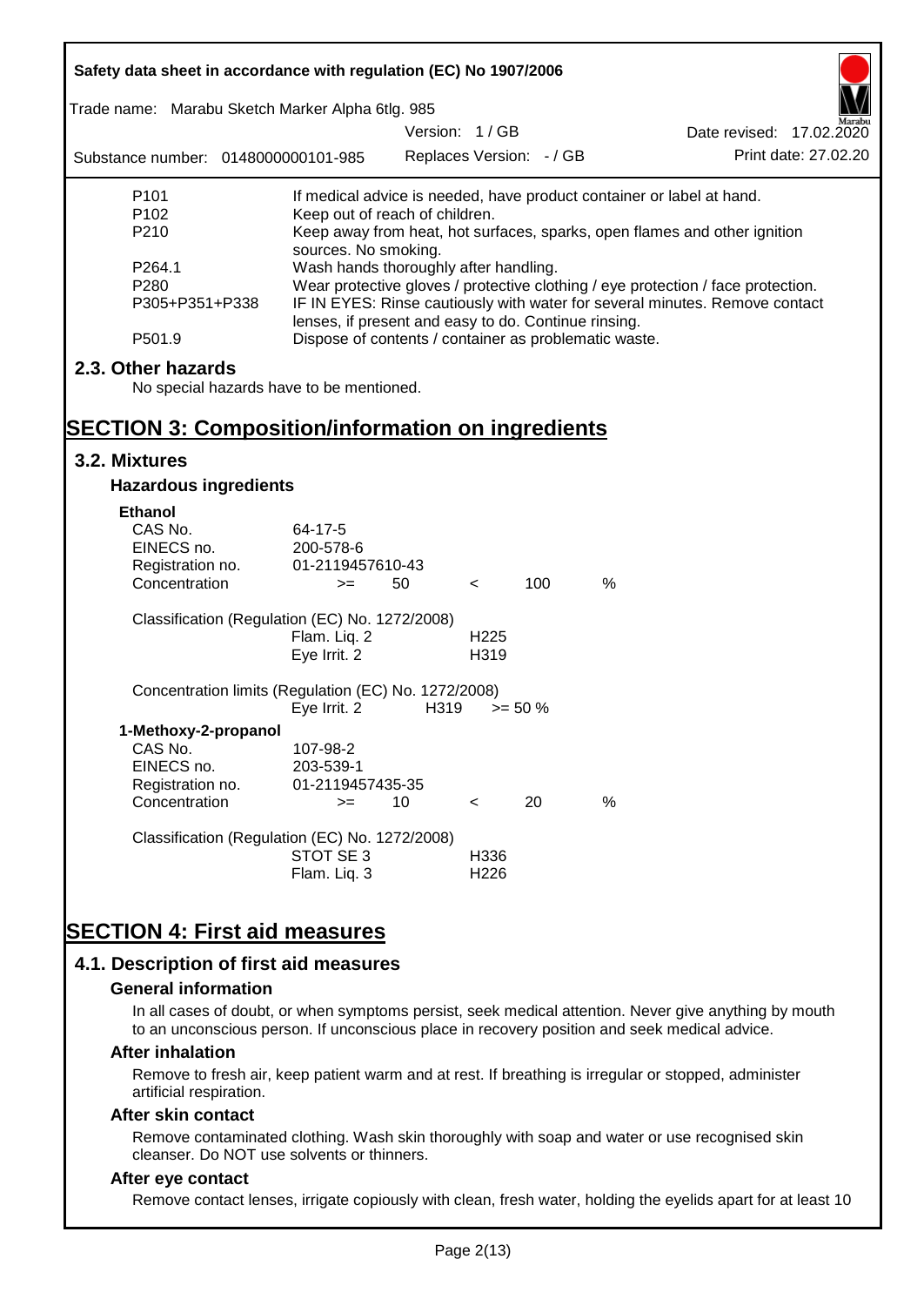| | |
|---|---|
| P101 | If medical advice is needed, have product container or label at hand. |
| P102 | Keep out of reach of children. |
| P210 | Keep away from heat, hot surfaces, sparks, open flames and other ignition sources. No smoking. |
| P264.1 | Wash hands thoroughly after handling. |
| P280 | Wear protective gloves / protective clothing / eye protection / face protection. |
| P305+P351+P338 | IF IN EYES: Rinse cautiously with water for several minutes. Remove contact lenses, if present and easy to do. Continue rinsing. |
| P501.9 | Dispose of contents / container as problematic waste. |

## 2.3. Other hazards

No special hazards have to be mentioned.

# SECTION 3: Composition/information on ingredients

## 3.2. Mixtures

### Hazardous ingredients

**Ethanol**

| | | | | | |
|---|---|---|---|---|---|
| CAS No. | 64-17-5 | | | | |
| EINECS no. | 200-578-6 | | | | |
| Registration no. | 01-2119457610-43 | | | | |
| Concentration | >= | 50 | < | 100 | % |

Classification (Regulation (EC) No. 1272/2008)

| | |
|---|---|
| Flam. Liq. 2 | H225 |
| Eye Irrit. 2 | H319 |

Concentration limits (Regulation (EC) No. 1272/2008)

| | | |
|---|---|---|
| Eye Irrit. 2 | H319 | >= 50 % |

**1-Methoxy-2-propanol**

| | | | | | |
|---|---|---|---|---|---|
| CAS No. | 107-98-2 | | | | |
| EINECS no. | 203-539-1 | | | | |
| Registration no. | 01-2119457435-35 | | | | |
| Concentration | >= | 10 | < | 20 | % |

Classification (Regulation (EC) No. 1272/2008)

| | |
|---|---|
| STOT SE 3 | H336 |
| Flam. Liq. 3 | H226 |

# SECTION 4: First aid measures

## 4.1. Description of first aid measures

### General information

In all cases of doubt, or when symptoms persist, seek medical attention. Never give anything by mouth to an unconscious person. If unconscious place in recovery position and seek medical advice.

### After inhalation

Remove to fresh air, keep patient warm and at rest. If breathing is irregular or stopped, administer artificial respiration.

### After skin contact

Remove contaminated clothing. Wash skin thoroughly with soap and water or use recognised skin cleanser. Do NOT use solvents or thinners.

### After eye contact

Remove contact lenses, irrigate copiously with clean, fresh water, holding the eyelids apart for at least 10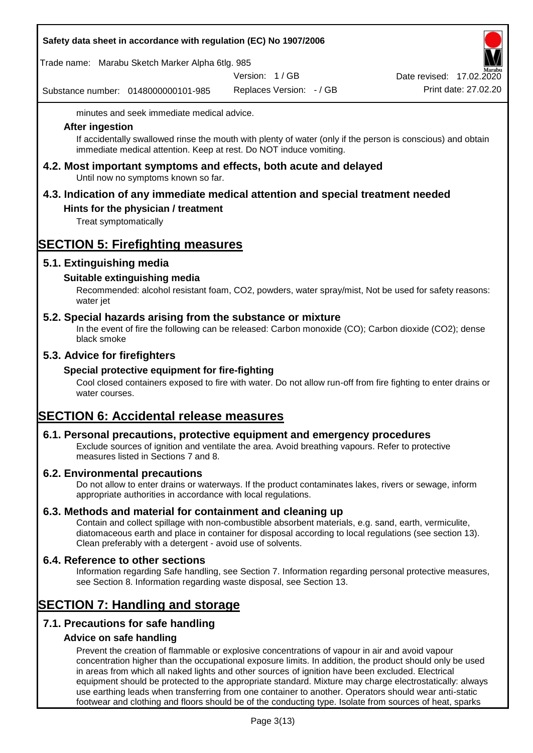minutes and seek immediate medical advice.

### After ingestion

If accidentally swallowed rinse the mouth with plenty of water (only if the person is conscious) and obtain immediate medical attention. Keep at rest. Do NOT induce vomiting.

## 4.2. Most important symptoms and effects, both acute and delayed

Until now no symptoms known so far.

## 4.3. Indication of any immediate medical attention and special treatment needed

### Hints for the physician / treatment

Treat symptomatically

# SECTION 5: Firefighting measures

## 5.1. Extinguishing media

### Suitable extinguishing media

Recommended: alcohol resistant foam, $CO_2$, powders, water spray/mist, Not be used for safety reasons: water jet

## 5.2. Special hazards arising from the substance or mixture

In the event of fire the following can be released: Carbon monoxide (CO); Carbon dioxide ($CO_2$); dense black smoke

## 5.3. Advice for firefighters

### Special protective equipment for fire-fighting

Cool closed containers exposed to fire with water. Do not allow run-off from fire fighting to enter drains or water courses.

# SECTION 6: Accidental release measures

## 6.1. Personal precautions, protective equipment and emergency procedures

Exclude sources of ignition and ventilate the area. Avoid breathing vapours. Refer to protective measures listed in Sections 7 and 8.

## 6.2. Environmental precautions

Do not allow to enter drains or waterways. If the product contaminates lakes, rivers or sewage, inform appropriate authorities in accordance with local regulations.

## 6.3. Methods and material for containment and cleaning up

Contain and collect spillage with non-combustible absorbent materials, e.g. sand, earth, vermiculite, diatomaceous earth and place in container for disposal according to local regulations (see section 13). Clean preferably with a detergent - avoid use of solvents.

## 6.4. Reference to other sections

Information regarding Safe handling, see Section 7. Information regarding personal protective measures, see Section 8. Information regarding waste disposal, see Section 13.

# SECTION 7: Handling and storage

## 7.1. Precautions for safe handling

### Advice on safe handling

Prevent the creation of flammable or explosive concentrations of vapour in air and avoid vapour concentration higher than the occupational exposure limits. In addition, the product should only be used in areas from which all naked lights and other sources of ignition have been excluded. Electrical equipment should be protected to the appropriate standard. Mixture may charge electrostatically: always use earthing leads when transferring from one container to another. Operators should wear anti-static footwear and clothing and floors should be of the conducting type. Isolate from sources of heat, sparks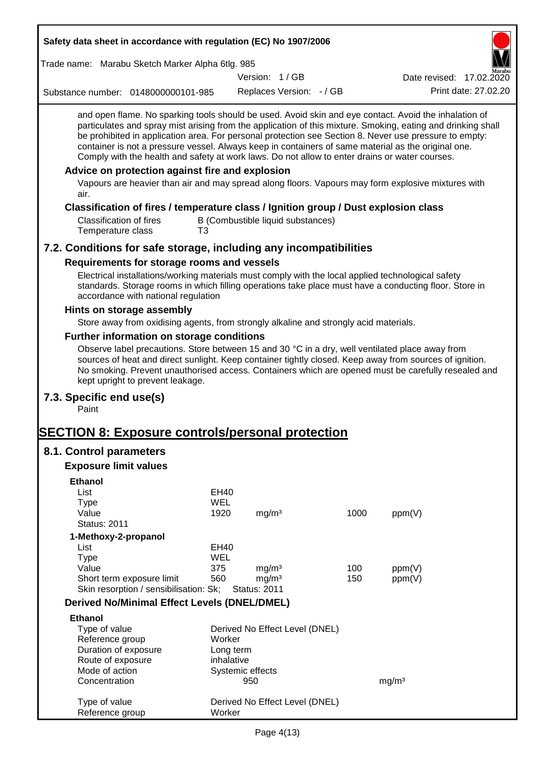and open flame. No sparking tools should be used. Avoid skin and eye contact. Avoid the inhalation of particulates and spray mist arising from the application of this mixture. Smoking, eating and drinking shall be prohibited in application area. For personal protection see Section 8. Never use pressure to empty: container is not a pressure vessel. Always keep in containers of same material as the original one. Comply with the health and safety at work laws. Do not allow to enter drains or water courses.

### Advice on protection against fire and explosion

Vapours are heavier than air and may spread along floors. Vapours may form explosive mixtures with air.

### Classification of fires / temperature class / Ignition group / Dust explosion class

| | |
|---|---|
| Classification of fires | B (Combustible liquid substances) |
| Temperature class | T3 |

## 7.2. Conditions for safe storage, including any incompatibilities

### Requirements for storage rooms and vessels

Electrical installations/working materials must comply with the local applied technological safety standards. Storage rooms in which filling operations take place must have a conducting floor. Store in accordance with national regulation

### Hints on storage assembly

Store away from oxidising agents, from strongly alkaline and strongly acid materials.

### Further information on storage conditions

Observe label precautions. Store between 15 and 30 °C in a dry, well ventilated place away from sources of heat and direct sunlight. Keep container tightly closed. Keep away from sources of ignition. No smoking. Prevent unauthorised access. Containers which are opened must be carefully resealed and kept upright to prevent leakage.

## 7.3. Specific end use(s)

Paint

# SECTION 8: Exposure controls/personal protection

## 8.1. Control parameters

### Exposure limit values

**Ethanol**

| | | | | |
|---|---|---|---|---|
| List | EH40 | | | |
| Type | WEL | | | |
| Value | 1920 | mg/m³ | 1000 | ppm(V) |
| Status: 2011 | | | | |

**1-Methoxy-2-propanol**

| | | | | |
|---|---|---|---|---|
| List | EH40 | | | |
| Type | WEL | | | |
| Value | 375 | mg/m³ | 100 | ppm(V) |
| Short term exposure limit | 560 | mg/m³ | 150 | ppm(V) |
| Skin resorption / sensibilisation: Sk; | Status: 2011 | | | |

### Derived No/Minimal Effect Levels (DNEL/DMEL)

**Ethanol**

| | | |
|---|---|---|
| Type of value | Derived No Effect Level (DNEL) | |
| Reference group | Worker | |
| Duration of exposure | Long term | |
| Route of exposure | inhalative | |
| Mode of action | Systemic effects | |
| Concentration | 950 | mg/m³ |

| | |
|---|---|
| Type of value | Derived No Effect Level (DNEL) |
| Reference group | Worker |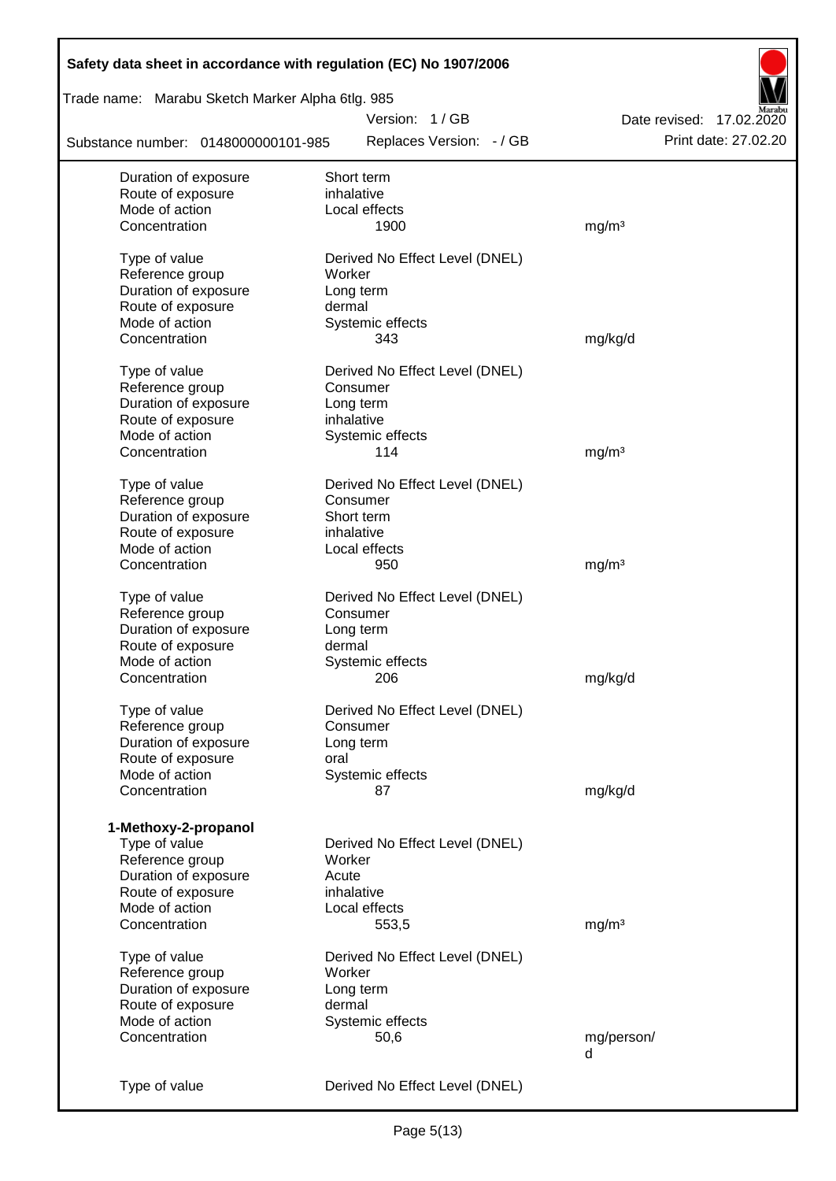| | | |
|---|---|---|
| Duration of exposure | Short term | |
| Route of exposure | inhalative | |
| Mode of action | Local effects | |
| Concentration | 1900 | mg/m³ |
| | | |
| Type of value | Derived No Effect Level (DNEL) | |
| Reference group | Worker | |
| Duration of exposure | Long term | |
| Route of exposure | dermal | |
| Mode of action | Systemic effects | |
| Concentration | 343 | mg/kg/d |
| | | |
| Type of value | Derived No Effect Level (DNEL) | |
| Reference group | Consumer | |
| Duration of exposure | Long term | |
| Route of exposure | inhalative | |
| Mode of action | Systemic effects | |
| Concentration | 114 | mg/m³ |
| | | |
| Type of value | Derived No Effect Level (DNEL) | |
| Reference group | Consumer | |
| Duration of exposure | Short term | |
| Route of exposure | inhalative | |
| Mode of action | Local effects | |
| Concentration | 950 | mg/m³ |
| | | |
| Type of value | Derived No Effect Level (DNEL) | |
| Reference group | Consumer | |
| Duration of exposure | Long term | |
| Route of exposure | dermal | |
| Mode of action | Systemic effects | |
| Concentration | 206 | mg/kg/d |
| | | |
| Type of value | Derived No Effect Level (DNEL) | |
| Reference group | Consumer | |
| Duration of exposure | Long term | |
| Route of exposure | oral | |
| Mode of action | Systemic effects | |
| Concentration | 87 | mg/kg/d |

**1-Methoxy-2-propanol**

| | | |
|---|---|---|
| Type of value | Derived No Effect Level (DNEL) | |
| Reference group | Worker | |
| Duration of exposure | Acute | |
| Route of exposure | inhalative | |
| Mode of action | Local effects | |
| Concentration | 553,5 | mg/m³ |
| | | |
| Type of value | Derived No Effect Level (DNEL) | |
| Reference group | Worker | |
| Duration of exposure | Long term | |
| Route of exposure | dermal | |
| Mode of action | Systemic effects | |
| Concentration | 50,6 | mg/person/d |
| | | |
| Type of value | Derived No Effect Level (DNEL) | |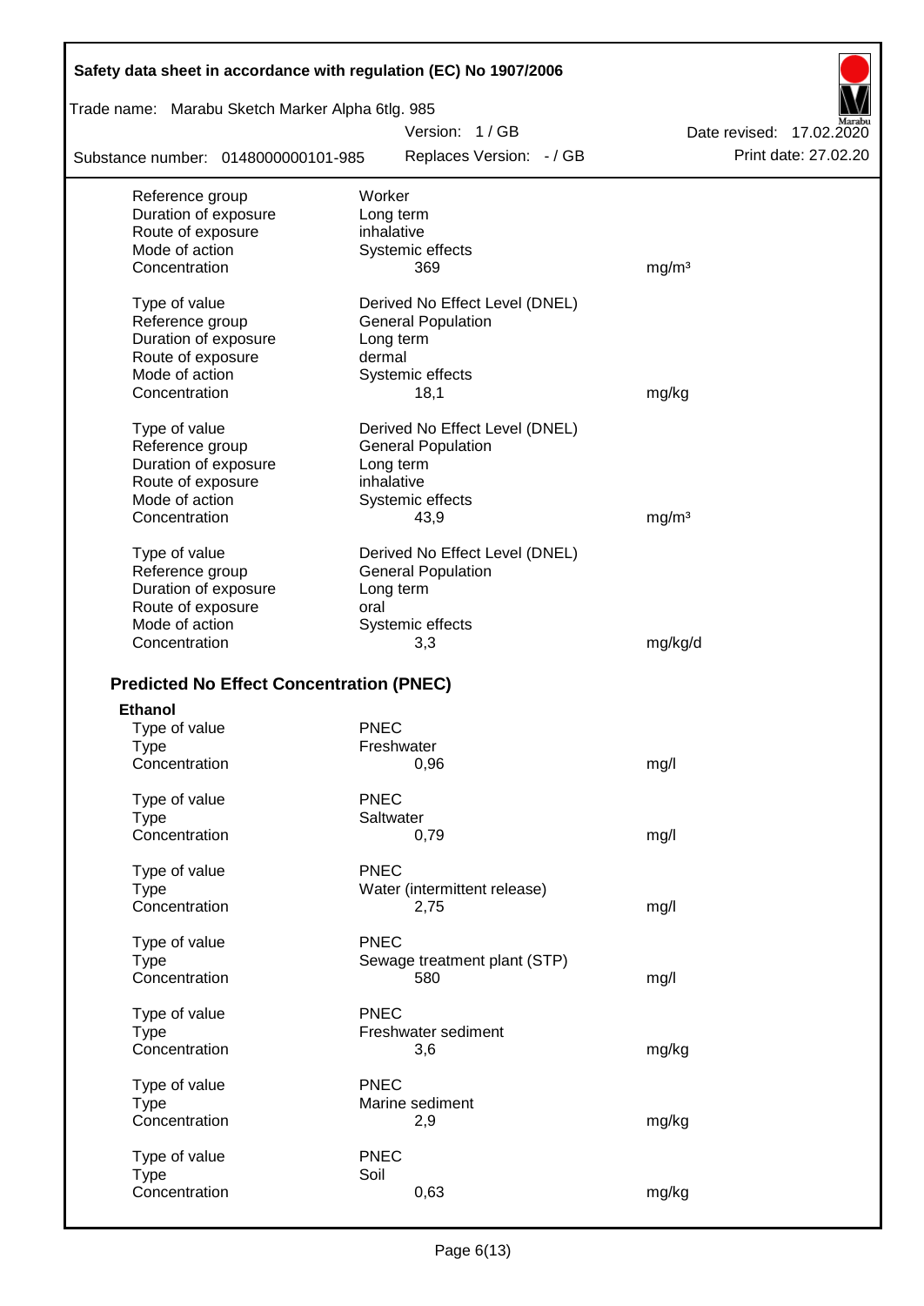| | | |
|---|---|---|
| Reference group | Worker | |
| Duration of exposure | Long term | |
| Route of exposure | inhalative | |
| Mode of action | Systemic effects | |
| Concentration | 369 | mg/m³ |

| | | |
|---|---|---|
| Type of value | Derived No Effect Level (DNEL) | |
| Reference group | General Population | |
| Duration of exposure | Long term | |
| Route of exposure | dermal | |
| Mode of action | Systemic effects | |
| Concentration | 18,1 | mg/kg |

| | | |
|---|---|---|
| Type of value | Derived No Effect Level (DNEL) | |
| Reference group | General Population | |
| Duration of exposure | Long term | |
| Route of exposure | inhalative | |
| Mode of action | Systemic effects | |
| Concentration | 43,9 | mg/m³ |

| | | |
|---|---|---|
| Type of value | Derived No Effect Level (DNEL) | |
| Reference group | General Population | |
| Duration of exposure | Long term | |
| Route of exposure | oral | |
| Mode of action | Systemic effects | |
| Concentration | 3,3 | mg/kg/d |

## Predicted No Effect Concentration (PNEC)

**Ethanol**

| | | |
|---|---|---|
| Type of value | PNEC | |
| Type | Freshwater | |
| Concentration | 0,96 | mg/l |

| | | |
|---|---|---|
| Type of value | PNEC | |
| Type | Saltwater | |
| Concentration | 0,79 | mg/l |

| | | |
|---|---|---|
| Type of value | PNEC | |
| Type | Water (intermittent release) | |
| Concentration | 2,75 | mg/l |

| | | |
|---|---|---|
| Type of value | PNEC | |
| Type | Sewage treatment plant (STP) | |
| Concentration | 580 | mg/l |

| | | |
|---|---|---|
| Type of value | PNEC | |
| Type | Freshwater sediment | |
| Concentration | 3,6 | mg/kg |

| | | |
|---|---|---|
| Type of value | PNEC | |
| Type | Marine sediment | |
| Concentration | 2,9 | mg/kg |

| | | |
|---|---|---|
| Type of value | PNEC | |
| Type | Soil | |
| Concentration | 0,63 | mg/kg |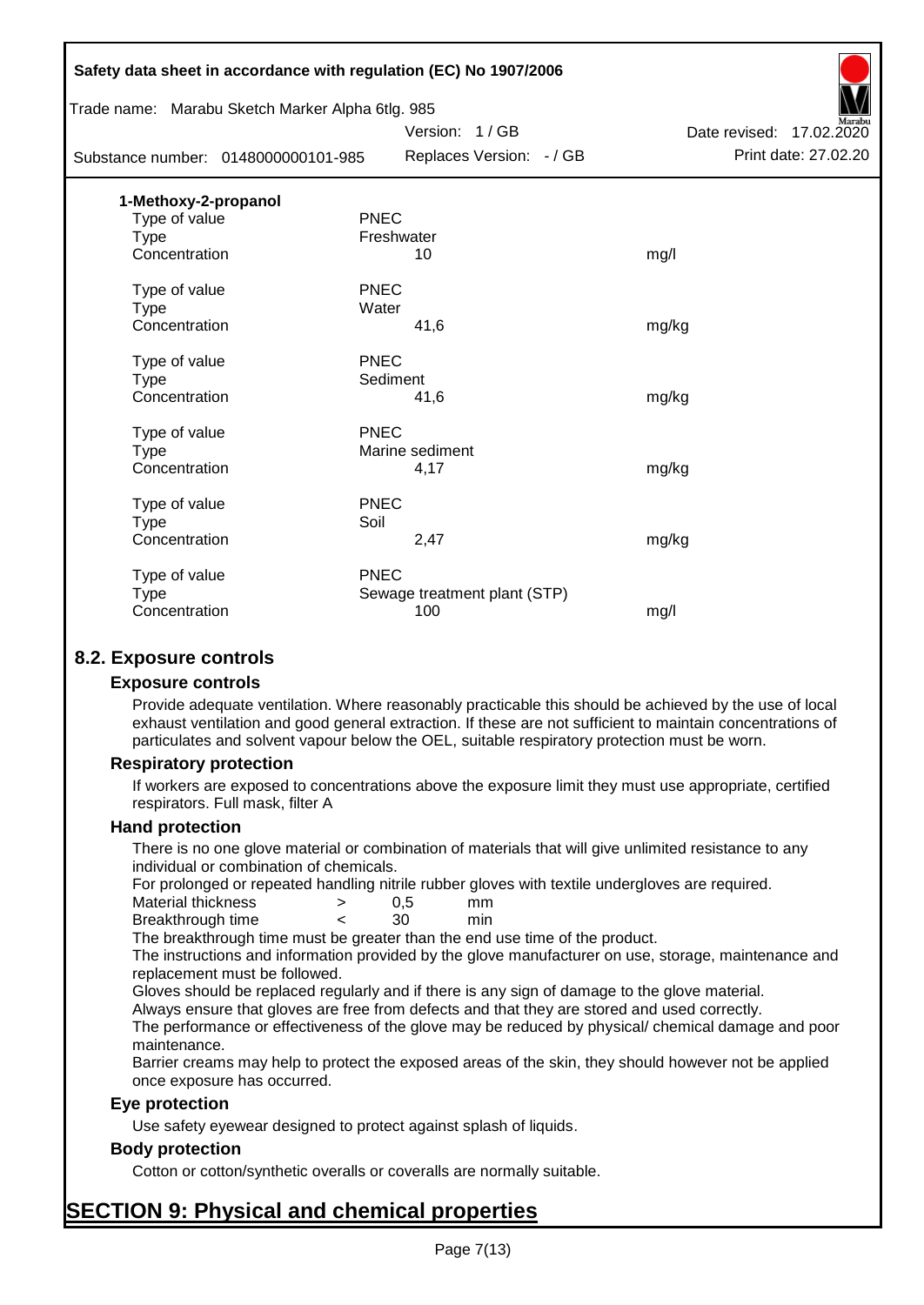**1-Methoxy-2-propanol**

| | | |
|---|---|---|
| Type of value | PNEC | |
| Type | Freshwater | |
| Concentration | 10 | mg/l |
| | | |
| Type of value | PNEC | |
| Type | Water | |
| Concentration | 41,6 | mg/kg |
| | | |
| Type of value | PNEC | |
| Type | Sediment | |
| Concentration | 41,6 | mg/kg |
| | | |
| Type of value | PNEC | |
| Type | Marine sediment | |
| Concentration | 4,17 | mg/kg |
| | | |
| Type of value | PNEC | |
| Type | Soil | |
| Concentration | 2,47 | mg/kg |
| | | |
| Type of value | PNEC | |
| Type | Sewage treatment plant (STP) | |
| Concentration | 100 | mg/l |

## 8.2. Exposure controls

### Exposure controls

Provide adequate ventilation. Where reasonably practicable this should be achieved by the use of local exhaust ventilation and good general extraction. If these are not sufficient to maintain concentrations of particulates and solvent vapour below the OEL, suitable respiratory protection must be worn.

### Respiratory protection

If workers are exposed to concentrations above the exposure limit they must use appropriate, certified respirators. Full mask, filter A

### Hand protection

There is no one glove material or combination of materials that will give unlimited resistance to any individual or combination of chemicals.

For prolonged or repeated handling nitrile rubber gloves with textile undergloves are required.

| | | | |
|---|---|---|---|
| Material thickness | > | 0,5 | mm |
| Breakthrough time | < | 30 | min |

The breakthrough time must be greater than the end use time of the product.

The instructions and information provided by the glove manufacturer on use, storage, maintenance and replacement must be followed.

Gloves should be replaced regularly and if there is any sign of damage to the glove material.

Always ensure that gloves are free from defects and that they are stored and used correctly.

The performance or effectiveness of the glove may be reduced by physical/ chemical damage and poor maintenance.

Barrier creams may help to protect the exposed areas of the skin, they should however not be applied once exposure has occurred.

### Eye protection

Use safety eyewear designed to protect against splash of liquids.

### Body protection

Cotton or cotton/synthetic overalls or coveralls are normally suitable.

# SECTION 9: Physical and chemical properties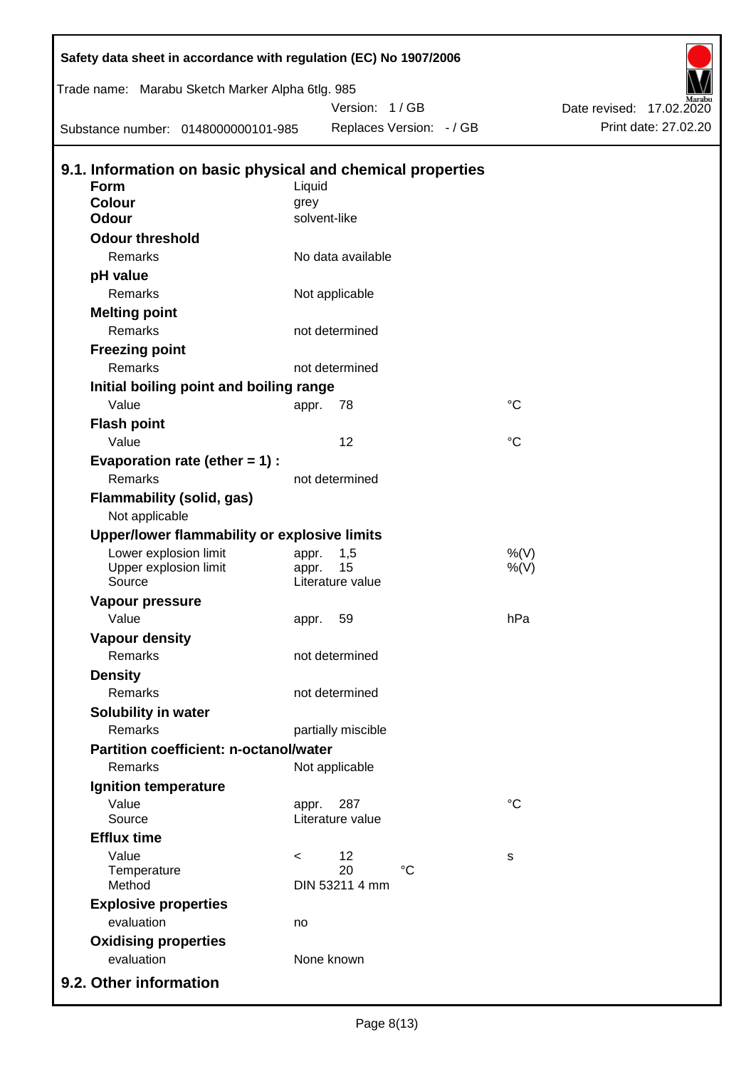## 9.1. Information on basic physical and chemical properties

| Property | | | |
|---|---|---|---|
| **Form** | Liquid | | |
| **Colour** | grey | | |
| **Odour** | solvent-like | | |
| **Odour threshold** | | | |
| Remarks | No data available | | |
| **pH value** | | | |
| Remarks | Not applicable | | |
| **Melting point** | | | |
| Remarks | not determined | | |
| **Freezing point** | | | |
| Remarks | not determined | | |
| **Initial boiling point and boiling range** | | | |
| Value | appr. | 78 | °C |
| **Flash point** | | | |
| Value | | 12 | °C |
| **Evaporation rate (ether = 1) :** | | | |
| Remarks | not determined | | |
| **Flammability (solid, gas)** | | | |
| Not applicable | | | |
| **Upper/lower flammability or explosive limits** | | | |
| Lower explosion limit | appr. | 1,5 | %(V) |
| Upper explosion limit | appr. | 15 | %(V) |
| Source | Literature value | | |
| **Vapour pressure** | | | |
| Value | appr. | 59 | hPa |
| **Vapour density** | | | |
| Remarks | not determined | | |
| **Density** | | | |
| Remarks | not determined | | |
| **Solubility in water** | | | |
| Remarks | partially miscible | | |
| **Partition coefficient: n-octanol/water** | | | |
| Remarks | Not applicable | | |
| **Ignition temperature** | | | |
| Value | appr. | 287 | °C |
| Source | Literature value | | |
| **Efflux time** | | | |
| Value | < | 12 | s |
| Temperature | | 20 °C | |
| Method | DIN 53211 4 mm | | |
| **Explosive properties** | | | |
| evaluation | no | | |
| **Oxidising properties** | | | |
| evaluation | None known | | |

## 9.2. Other information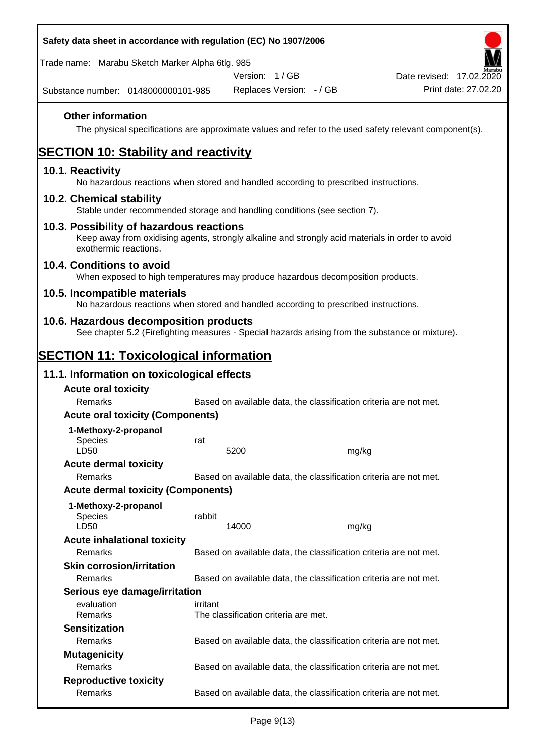**Other information**

The physical specifications are approximate values and refer to the used safety relevant component(s).

## SECTION 10: Stability and reactivity

### 10.1. Reactivity

No hazardous reactions when stored and handled according to prescribed instructions.

### 10.2. Chemical stability

Stable under recommended storage and handling conditions (see section 7).

### 10.3. Possibility of hazardous reactions

Keep away from oxidising agents, strongly alkaline and strongly acid materials in order to avoid exothermic reactions.

### 10.4. Conditions to avoid

When exposed to high temperatures may produce hazardous decomposition products.

### 10.5. Incompatible materials

No hazardous reactions when stored and handled according to prescribed instructions.

### 10.6. Hazardous decomposition products

See chapter 5.2 (Firefighting measures - Special hazards arising from the substance or mixture).

## SECTION 11: Toxicological information

### 11.1. Information on toxicological effects

**Acute oral toxicity**

| Remarks | Based on available data, the classification criteria are not met. |
|---|---|

**Acute oral toxicity (Components)**

**1-Methoxy-2-propanol**

| Species | rat | |
|---|---|---|
| LD50 | 5200 | mg/kg |

**Acute dermal toxicity**

| Remarks | Based on available data, the classification criteria are not met. |
|---|---|

**Acute dermal toxicity (Components)**

**1-Methoxy-2-propanol**

| Species | rabbit | |
|---|---|---|
| LD50 | 14000 | mg/kg |

**Acute inhalational toxicity**

| Remarks | Based on available data, the classification criteria are not met. |
|---|---|

**Skin corrosion/irritation**

| Remarks | Based on available data, the classification criteria are not met. |
|---|---|

**Serious eye damage/irritation**

| evaluation | irritant |
|---|---|
| Remarks | The classification criteria are met. |

**Sensitization**

| Remarks | Based on available data, the classification criteria are not met. |
|---|---|

**Mutagenicity**

| Remarks | Based on available data, the classification criteria are not met. |
|---|---|

**Reproductive toxicity**

| Remarks | Based on available data, the classification criteria are not met. |
|---|---|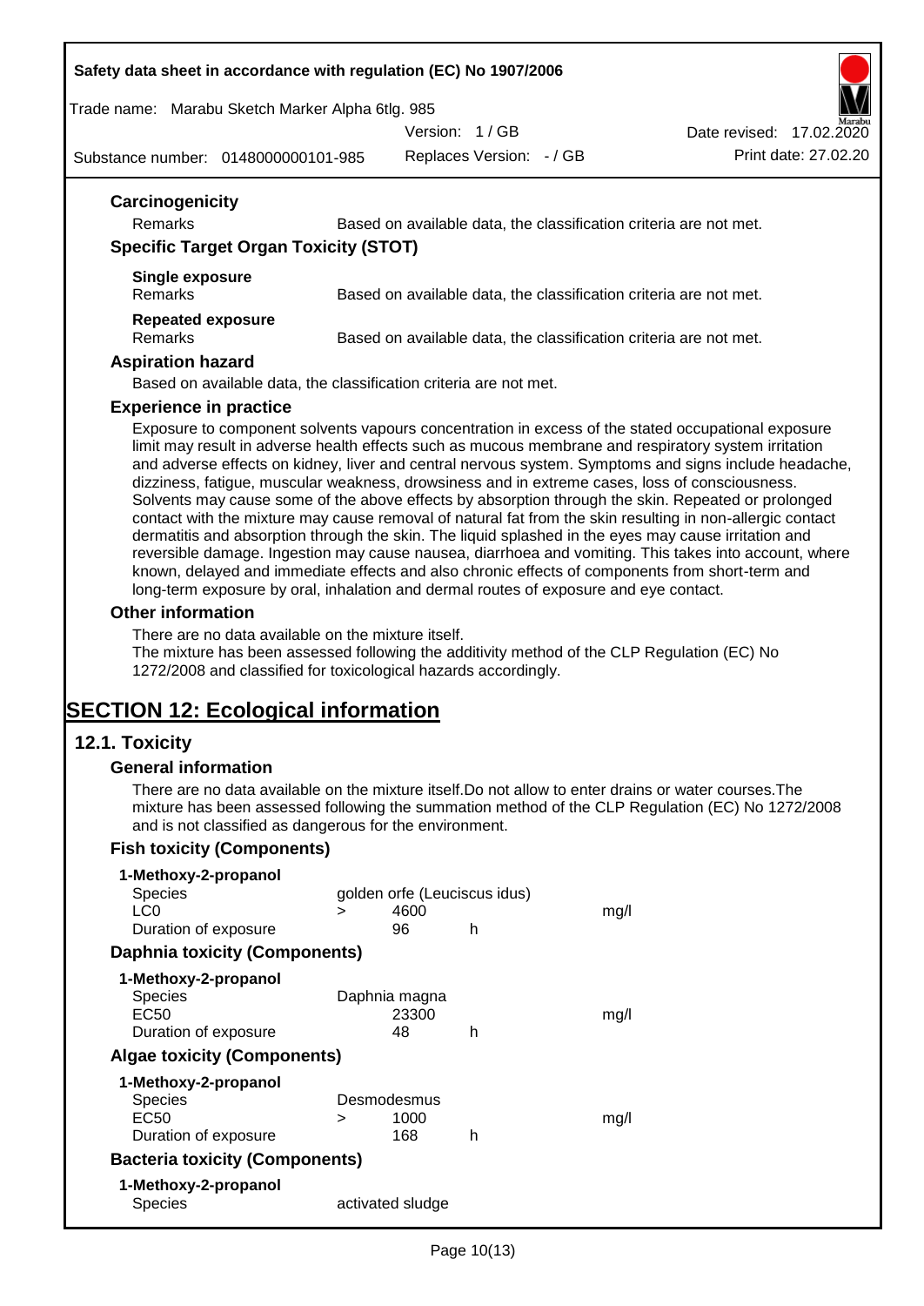### Carcinogenicity

Remarks — Based on available data, the classification criteria are not met.

### Specific Target Organ Toxicity (STOT)

**Single exposure**
Remarks — Based on available data, the classification criteria are not met.

**Repeated exposure**
Remarks — Based on available data, the classification criteria are not met.

### Aspiration hazard

Based on available data, the classification criteria are not met.

### Experience in practice

Exposure to component solvents vapours concentration in excess of the stated occupational exposure limit may result in adverse health effects such as mucous membrane and respiratory system irritation and adverse effects on kidney, liver and central nervous system. Symptoms and signs include headache, dizziness, fatigue, muscular weakness, drowsiness and in extreme cases, loss of consciousness. Solvents may cause some of the above effects by absorption through the skin. Repeated or prolonged contact with the mixture may cause removal of natural fat from the skin resulting in non-allergic contact dermatitis and absorption through the skin. The liquid splashed in the eyes may cause irritation and reversible damage. Ingestion may cause nausea, diarrhoea and vomiting. This takes into account, where known, delayed and immediate effects and also chronic effects of components from short-term and long-term exposure by oral, inhalation and dermal routes of exposure and eye contact.

### Other information

There are no data available on the mixture itself.
The mixture has been assessed following the additivity method of the CLP Regulation (EC) No 1272/2008 and classified for toxicological hazards accordingly.

# SECTION 12: Ecological information

## 12.1. Toxicity

### General information

There are no data available on the mixture itself.Do not allow to enter drains or water courses.The mixture has been assessed following the summation method of the CLP Regulation (EC) No 1272/2008 and is not classified as dangerous for the environment.

### Fish toxicity (Components)

**1-Methoxy-2-propanol**

| | | | | |
|---|---|---|---|---|
| Species | golden orfe (Leuciscus idus) | | | |
| LC0 | > | 4600 | | mg/l |
| Duration of exposure | | 96 | h | |

### Daphnia toxicity (Components)

**1-Methoxy-2-propanol**

| | | | | |
|---|---|---|---|---|
| Species | Daphnia magna | | | |
| EC50 | | 23300 | | mg/l |
| Duration of exposure | | 48 | h | |

### Algae toxicity (Components)

**1-Methoxy-2-propanol**

| | | | | |
|---|---|---|---|---|
| Species | Desmodesmus | | | |
| EC50 | > | 1000 | | mg/l |
| Duration of exposure | | 168 | h | |

### Bacteria toxicity (Components)

**1-Methoxy-2-propanol**

| | |
|---|---|
| Species | activated sludge |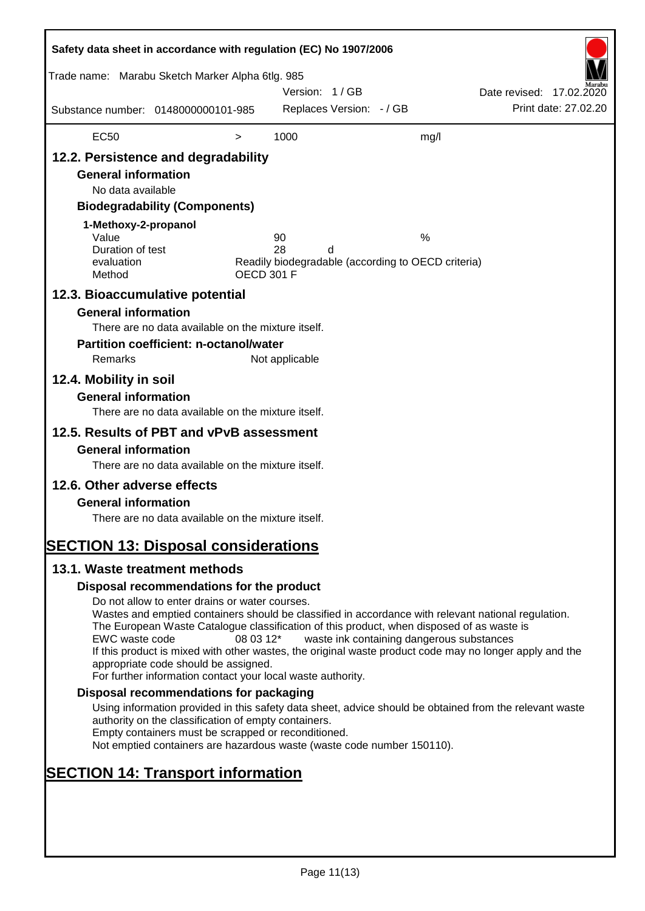| EC50 | > | 1000 | mg/l |
|---|---|---|---|

## 12.2. Persistence and degradability

### General information

No data available

### Biodegradability (Components)

**1-Methoxy-2-propanol**

| | | |
|---|---|---|
| Value | 90 | % |
| Duration of test | 28 d | |
| evaluation | Readily biodegradable (according to OECD criteria) | |
| Method | OECD 301 F | |

## 12.3. Bioaccumulative potential

### General information

There are no data available on the mixture itself.

### Partition coefficient: n-octanol/water

Remarks Not applicable

## 12.4. Mobility in soil

### General information

There are no data available on the mixture itself.

## 12.5. Results of PBT and vPvB assessment

### General information

There are no data available on the mixture itself.

## 12.6. Other adverse effects

### General information

There are no data available on the mixture itself.

# SECTION 13: Disposal considerations

## 13.1. Waste treatment methods

### Disposal recommendations for the product

Do not allow to enter drains or water courses.
Wastes and emptied containers should be classified in accordance with relevant national regulation.
The European Waste Catalogue classification of this product, when disposed of as waste is
EWC waste code 08 03 12* waste ink containing dangerous substances
If this product is mixed with other wastes, the original waste product code may no longer apply and the appropriate code should be assigned.
For further information contact your local waste authority.

### Disposal recommendations for packaging

Using information provided in this safety data sheet, advice should be obtained from the relevant waste authority on the classification of empty containers.
Empty containers must be scrapped or reconditioned.
Not emptied containers are hazardous waste (waste code number 150110).

# SECTION 14: Transport information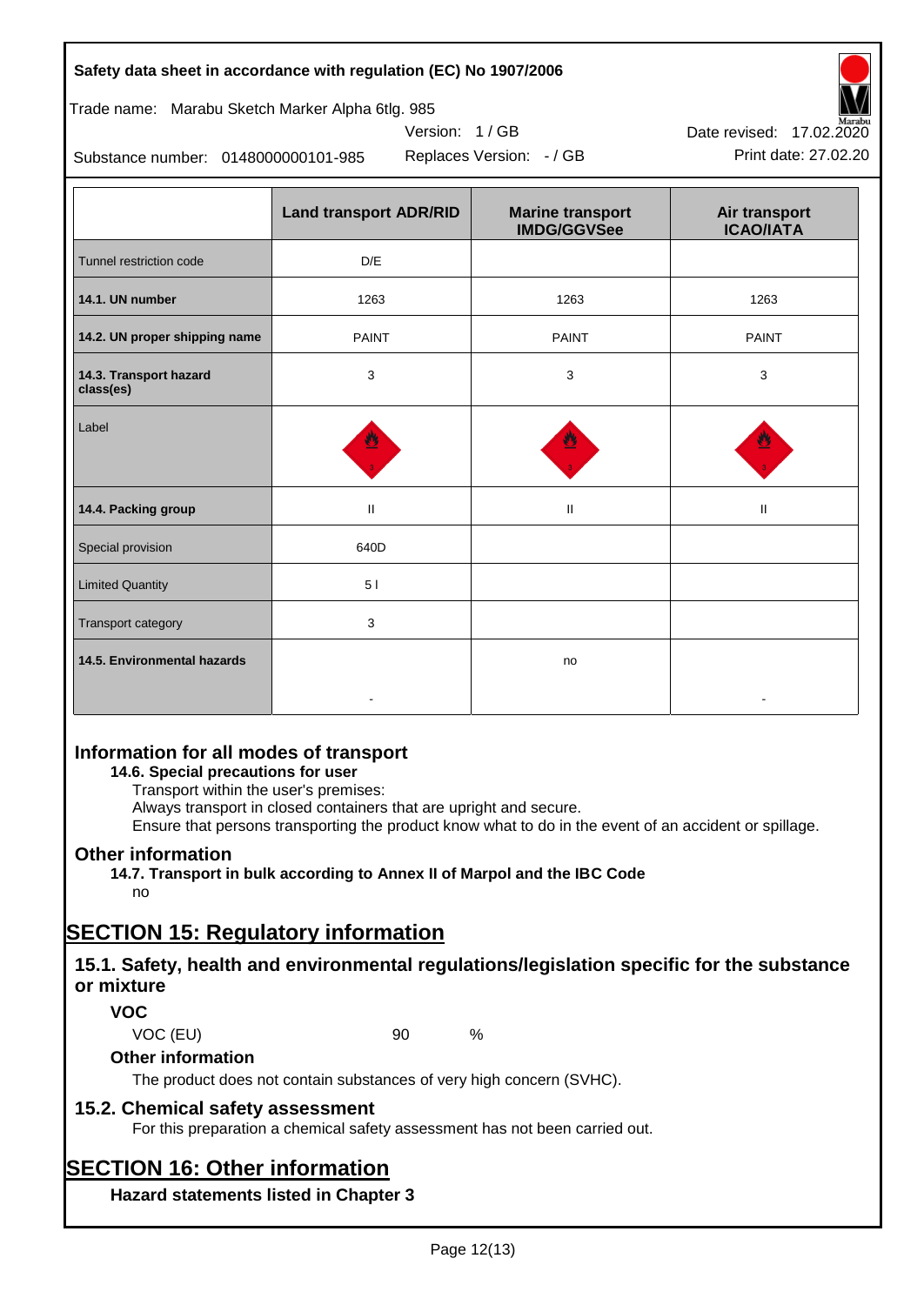|  | Land transport ADR/RID | Marine transport IMDG/GGVSee | Air transport ICAO/IATA |
|---|---|---|---|
| Tunnel restriction code | D/E |  |  |
| **14.1. UN number** | 1263 | 1263 | 1263 |
| **14.2. UN proper shipping name** | PAINT | PAINT | PAINT |
| **14.3. Transport hazard class(es)** | 3 | 3 | 3 |
| Label |  |  |  |
| **14.4. Packing group** | II | II | II |
| Special provision | 640D |  |  |
| Limited Quantity | 5 l |  |  |
| Transport category | 3 |  |  |
| **14.5. Environmental hazards** | - | no | - |

## Information for all modes of transport

**14.6. Special precautions for user**

Transport within the user's premises:
Always transport in closed containers that are upright and secure.
Ensure that persons transporting the product know what to do in the event of an accident or spillage.

## Other information

**14.7. Transport in bulk according to Annex II of Marpol and the IBC Code**

no

# SECTION 15: Regulatory information

## 15.1. Safety, health and environmental regulations/legislation specific for the substance or mixture

### VOC

VOC (EU) 90 %

### Other information

The product does not contain substances of very high concern (SVHC).

## 15.2. Chemical safety assessment

For this preparation a chemical safety assessment has not been carried out.

# SECTION 16: Other information

### Hazard statements listed in Chapter 3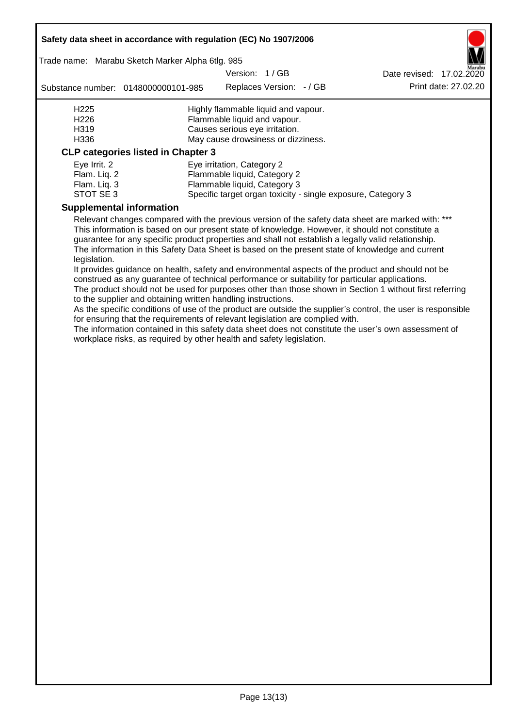| | |
|---|---|
| H225 | Highly flammable liquid and vapour. |
| H226 | Flammable liquid and vapour. |
| H319 | Causes serious eye irritation. |
| H336 | May cause drowsiness or dizziness. |

### CLP categories listed in Chapter 3

| | |
|---|---|
| Eye Irrit. 2 | Eye irritation, Category 2 |
| Flam. Liq. 2 | Flammable liquid, Category 2 |
| Flam. Liq. 3 | Flammable liquid, Category 3 |
| STOT SE 3 | Specific target organ toxicity - single exposure, Category 3 |

### Supplemental information

Relevant changes compared with the previous version of the safety data sheet are marked with: ***
This information is based on our present state of knowledge. However, it should not constitute a guarantee for any specific product properties and shall not establish a legally valid relationship.
The information in this Safety Data Sheet is based on the present state of knowledge and current legislation.
It provides guidance on health, safety and environmental aspects of the product and should not be construed as any guarantee of technical performance or suitability for particular applications.
The product should not be used for purposes other than those shown in Section 1 without first referring to the supplier and obtaining written handling instructions.
As the specific conditions of use of the product are outside the supplier's control, the user is responsible for ensuring that the requirements of relevant legislation are complied with.
The information contained in this safety data sheet does not constitute the user's own assessment of workplace risks, as required by other health and safety legislation.